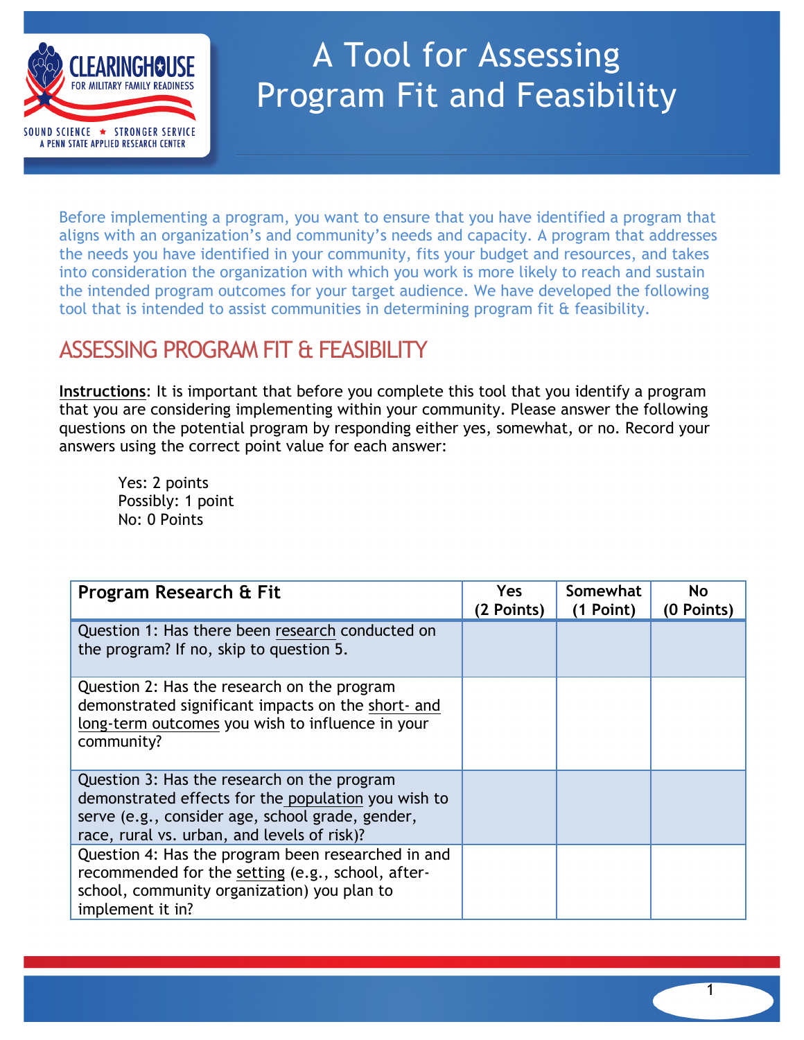# A Tool for Assessing Program Fit and Feasibility

Before implementing a program, you want to ensure that you have identified a program that aligns with an organization's and community's needs and capacity. A program that addresses the needs you have identified in your community, fits your budget and resources, and takes into consideration the organization with which you work is more likely to reach and sustain the intended program outcomes for your target audience. We have developed the following tool that is intended to assist communities in determining program fit & feasibility.

## ASSESSING PROGRAM FIT & FEASIBILITY

**Instructions**: It is important that before you complete this tool that you identify a program that you are considering implementing within your community. Please answer the following questions on the potential program by responding either yes, somewhat, or no. Record your answers using the correct point value for each answer:

Yes: 2 points
Possibly: 1 point
No: 0 Points

| Program Research & Fit | Yes (2 Points) | Somewhat (1 Point) | No (0 Points) |
|---|---|---|---|
| Question 1: Has there been research conducted on the program? If no, skip to question 5. | | | |
| Question 2: Has the research on the program demonstrated significant impacts on the short- and long-term outcomes you wish to influence in your community? | | | |
| Question 3: Has the research on the program demonstrated effects for the population you wish to serve (e.g., consider age, school grade, gender, race, rural vs. urban, and levels of risk)? | | | |
| Question 4: Has the program been researched in and recommended for the setting (e.g., school, after-school, community organization) you plan to implement it in? | | | |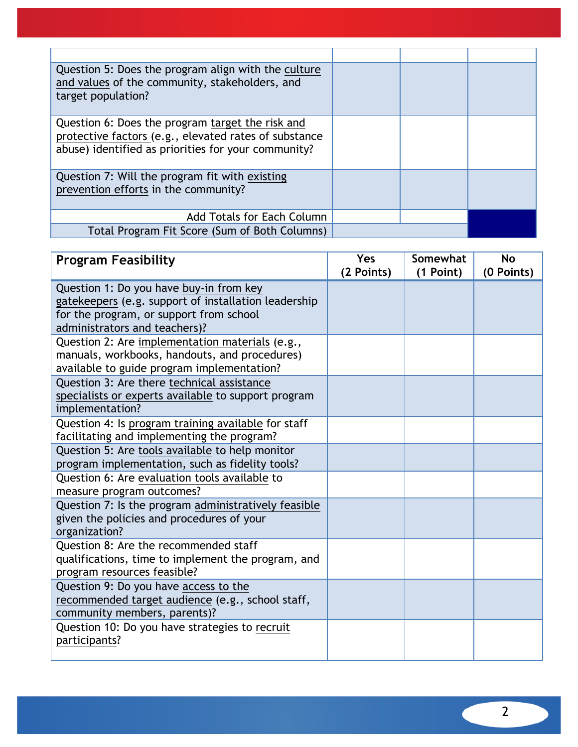| | | | |
|---|---|---|---|
| Question 5: Does the program align with the culture and values of the community, stakeholders, and target population? | | | |
| Question 6: Does the program target the risk and protective factors (e.g., elevated rates of substance abuse) identified as priorities for your community? | | | |
| Question 7: Will the program fit with existing prevention efforts in the community? | | | |
| Add Totals for Each Column | | | |
| Total Program Fit Score (Sum of Both Columns) | | | |

| **Program Feasibility** | **Yes (2 Points)** | **Somewhat (1 Point)** | **No (0 Points)** |
|---|---|---|---|
| Question 1: Do you have buy-in from key gatekeepers (e.g. support of installation leadership for the program, or support from school administrators and teachers)? | | | |
| Question 2: Are implementation materials (e.g., manuals, workbooks, handouts, and procedures) available to guide program implementation? | | | |
| Question 3: Are there technical assistance specialists or experts available to support program implementation? | | | |
| Question 4: Is program training available for staff facilitating and implementing the program? | | | |
| Question 5: Are tools available to help monitor program implementation, such as fidelity tools? | | | |
| Question 6: Are evaluation tools available to measure program outcomes? | | | |
| Question 7: Is the program administratively feasible given the policies and procedures of your organization? | | | |
| Question 8: Are the recommended staff qualifications, time to implement the program, and program resources feasible? | | | |
| Question 9: Do you have access to the recommended target audience (e.g., school staff, community members, parents)? | | | |
| Question 10: Do you have strategies to recruit participants? | | | |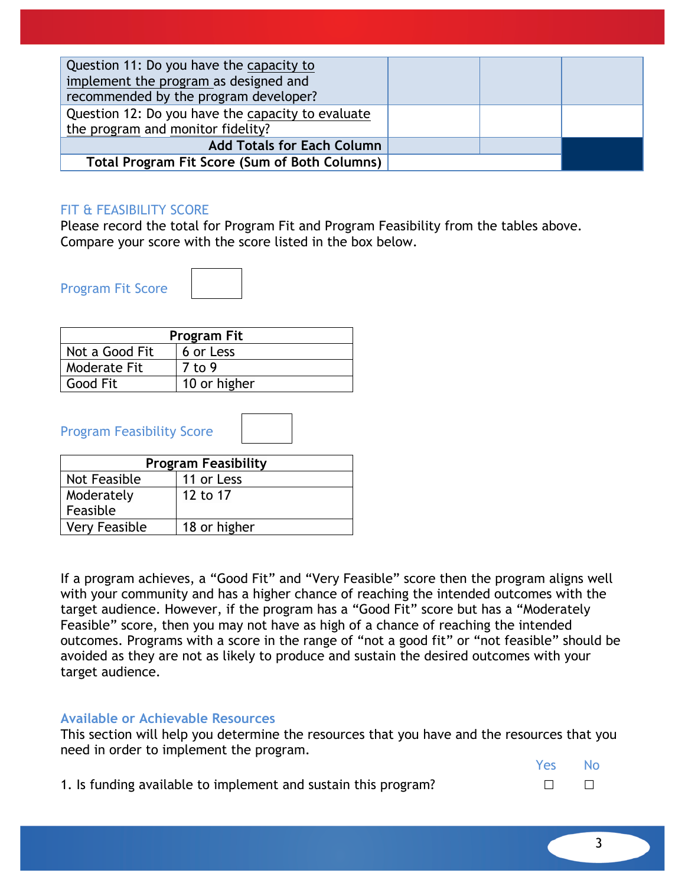| | | | |
|---|---|---|---|
| Question 11: Do you have the capacity to implement the program as designed and recommended by the program developer? | | | |
| Question 12: Do you have the capacity to evaluate the program and monitor fidelity? | | | |
| **Add Totals for Each Column** | | | |
| **Total Program Fit Score (Sum of Both Columns)** | | | |

## FIT & FEASIBILITY SCORE

Please record the total for Program Fit and Program Feasibility from the tables above. Compare your score with the score listed in the box below.

Program Fit Score ☐

| Program Fit | |
|---|---|
| Not a Good Fit | 6 or Less |
| Moderate Fit | 7 to 9 |
| Good Fit | 10 or higher |

Program Feasibility Score ☐

| Program Feasibility | |
|---|---|
| Not Feasible | 11 or Less |
| Moderately Feasible | 12 to 17 |
| Very Feasible | 18 or higher |

If a program achieves, a "Good Fit" and "Very Feasible" score then the program aligns well with your community and has a higher chance of reaching the intended outcomes with the target audience. However, if the program has a "Good Fit" score but has a "Moderately Feasible" score, then you may not have as high of a chance of reaching the intended outcomes. Programs with a score in the range of "not a good fit" or "not feasible" should be avoided as they are not as likely to produce and sustain the desired outcomes with your target audience.

## Available or Achievable Resources

This section will help you determine the resources that you have and the resources that you need in order to implement the program.

| | Yes | No |
|---|---|---|
| 1. Is funding available to implement and sustain this program? | ☐ | ☐ |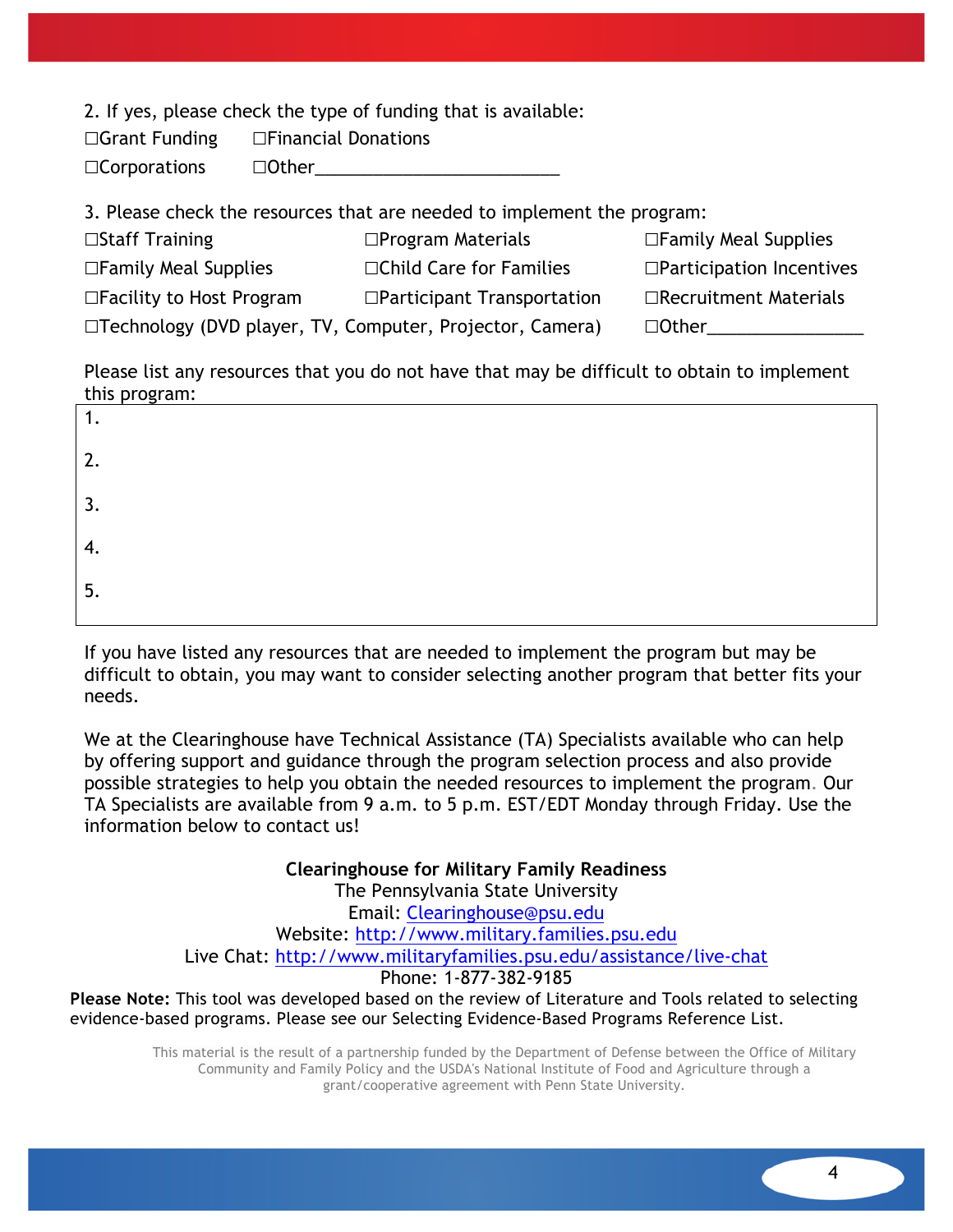2. If yes, please check the type of funding that is available:

☐Grant Funding ☐Financial Donations

☐Corporations ☐Other_________________________

3. Please check the resources that are needed to implement the program:

| | | |
|---|---|---|
| ☐Staff Training | ☐Program Materials | ☐Family Meal Supplies |
| ☐Family Meal Supplies | ☐Child Care for Families | ☐Participation Incentives |
| ☐Facility to Host Program | ☐Participant Transportation | ☐Recruitment Materials |
| ☐Technology (DVD player, TV, Computer, Projector, Camera) | | ☐Other________________ |

Please list any resources that you do not have that may be difficult to obtain to implement this program:

1.

2.

3.

4.

5.

If you have listed any resources that are needed to implement the program but may be difficult to obtain, you may want to consider selecting another program that better fits your needs.

We at the Clearinghouse have Technical Assistance (TA) Specialists available who can help by offering support and guidance through the program selection process and also provide possible strategies to help you obtain the needed resources to implement the program. Our TA Specialists are available from 9 a.m. to 5 p.m. EST/EDT Monday through Friday. Use the information below to contact us!

**Clearinghouse for Military Family Readiness**
The Pennsylvania State University
Email: Clearinghouse@psu.edu
Website: http://www.military.families.psu.edu
Live Chat: http://www.militaryfamilies.psu.edu/assistance/live-chat
Phone: 1-877-382-9185

**Please Note:** This tool was developed based on the review of Literature and Tools related to selecting evidence-based programs. Please see our Selecting Evidence-Based Programs Reference List.

This material is the result of a partnership funded by the Department of Defense between the Office of Military Community and Family Policy and the USDA's National Institute of Food and Agriculture through a grant/cooperative agreement with Penn State University.